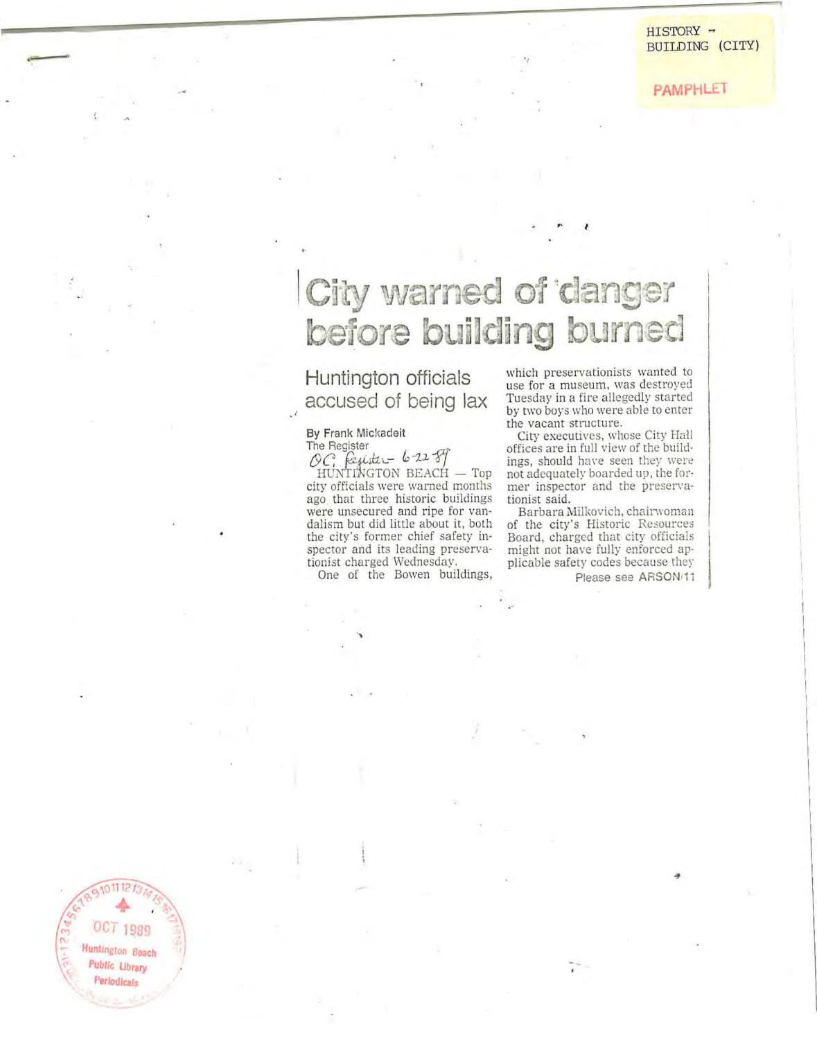HISTORY -
BUILDING (CITY)

PAMPHLET

# City warned of danger before building burned

## Huntington officials accused of being lax

**By Frank Mickadeit**
The Register

*OC Register 6-22-89*

HUNTINGTON BEACH — Top city officials were warned months ago that three historic buildings were unsecured and ripe for vandalism but did little about it, both the city's former chief safety inspector and its leading preservationist charged Wednesday.

One of the Bowen buildings, which preservationists wanted to use for a museum, was destroyed Tuesday in a fire allegedly started by two boys who were able to enter the vacant structure.

City executives, whose City Hall offices are in full view of the buildings, should have seen they were not adequately boarded up, the former inspector and the preservationist said.

Barbara Milkovich, chairwoman of the city's Historic Resources Board, charged that city officials might not have fully enforced applicable safety codes because they

Please see ARSON/11

OCT 1989
Huntington Beach
Public Library
Periodicals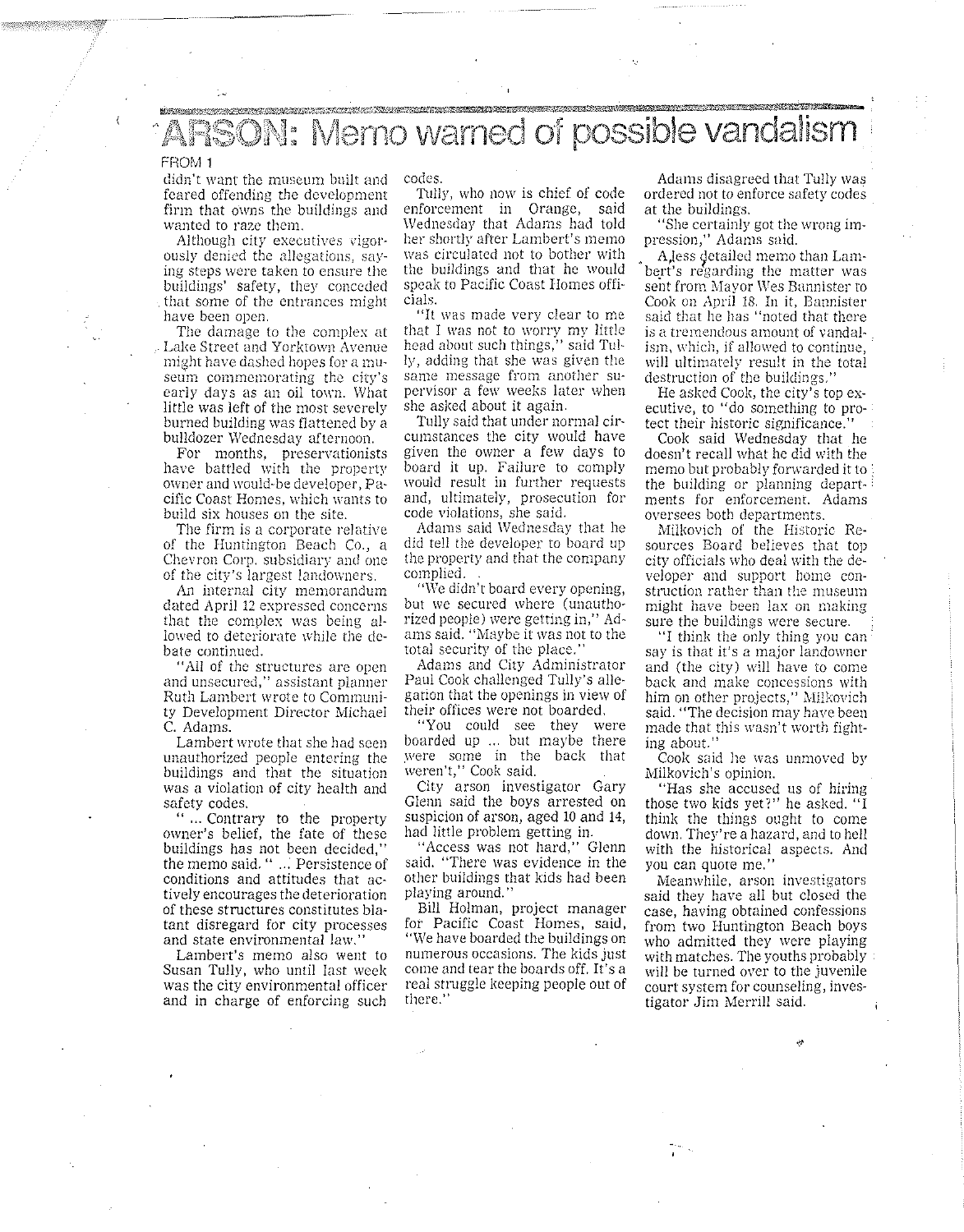# ARSON: Memo warned of possible vandalism

FROM 1

didn't want the museum built and feared offending the development firm that owns the buildings and wanted to raze them.

Although city executives vigorously denied the allegations, saying steps were taken to ensure the buildings' safety, they conceded that some of the entrances might have been open.

The damage to the complex at Lake Street and Yorktown Avenue might have dashed hopes for a museum commemorating the city's early days as an oil town. What little was left of the most severely burned building was flattened by a bulldozer Wednesday afternoon.

For months, preservationists have battled with the property owner and would-be developer, Pacific Coast Homes, which wants to build six houses on the site.

The firm is a corporate relative of the Huntington Beach Co., a Chevron Corp. subsidiary and one of the city's largest landowners.

An internal city memorandum dated April 12 expressed concerns that the complex was being allowed to deteriorate while the debate continued.

"All of the structures are open and unsecured," assistant planner Ruth Lambert wrote to Community Development Director Michael C. Adams.

Lambert wrote that she had seen unauthorized people entering the buildings and that the situation was a violation of city health and safety codes.

" ... Contrary to the property owner's belief, the fate of these buildings has not been decided," the memo said. " ... Persistence of conditions and attitudes that actively encourages the deterioration of these structures constitutes blatant disregard for city processes and state environmental law."

Lambert's memo also went to Susan Tully, who until last week was the city environmental officer and in charge of enforcing such codes.

Tully, who now is chief of code enforcement in Orange, said Wednesday that Adams had told her shortly after Lambert's memo was circulated not to bother with the buildings and that he would speak to Pacific Coast Homes officials.

"It was made very clear to me that I was not to worry my little head about such things," said Tully, adding that she was given the same message from another supervisor a few weeks later when she asked about it again.

Tully said that under normal circumstances the city would have given the owner a few days to board it up. Failure to comply would result in further requests and, ultimately, prosecution for code violations, she said.

Adams said Wednesday that he did tell the developer to board up the property and that the company complied.

"We didn't board every opening, but we secured where (unauthorized people) were getting in," Adams said. "Maybe it was not to the total security of the place."

Adams and City Administrator Paul Cook challenged Tully's allegation that the openings in view of their offices were not boarded.

"You could see they were boarded up ... but maybe there were some in the back that weren't," Cook said.

City arson investigator Gary Glenn said the boys arrested on suspicion of arson, aged 10 and 14, had little problem getting in.

"Access was not hard," Glenn said. "There was evidence in the other buildings that kids had been playing around."

Bill Holman, project manager for Pacific Coast Homes, said, "We have boarded the buildings on numerous occasions. The kids just come and tear the boards off. It's a real struggle keeping people out of there."

Adams disagreed that Tully was ordered not to enforce safety codes at the buildings.

"She certainly got the wrong impression," Adams said.

A less detailed memo than Lambert's regarding the matter was sent from Mayor Wes Bannister to Cook on April 18. In it, Bannister said that he has "noted that there is a tremendous amount of vandalism, which, if allowed to continue, will ultimately result in the total destruction of the buildings."

He asked Cook, the city's top executive, to "do something to protect their historic significance."

Cook said Wednesday that he doesn't recall what he did with the memo but probably forwarded it to the building or planning departments for enforcement. Adams oversees both departments.

Milkovich of the Historic Resources Board believes that top city officials who deal with the developer and support home construction rather than the museum might have been lax on making sure the buildings were secure.

"I think the only thing you can say is that it's a major landowner and (the city) will have to come back and make concessions with him on other projects," Milkovich said. "The decision may have been made that this wasn't worth fighting about."

Cook said he was unmoved by Milkovich's opinion.

"Has she accused us of hiring those two kids yet?" he asked. "I think the things ought to come down. They're a hazard, and to hell with the historical aspects. And you can quote me."

Meanwhile, arson investigators said they have all but closed the case, having obtained confessions from two Huntington Beach boys who admitted they were playing with matches. The youths probably will be turned over to the juvenile court system for counseling, investigator Jim Merrill said.